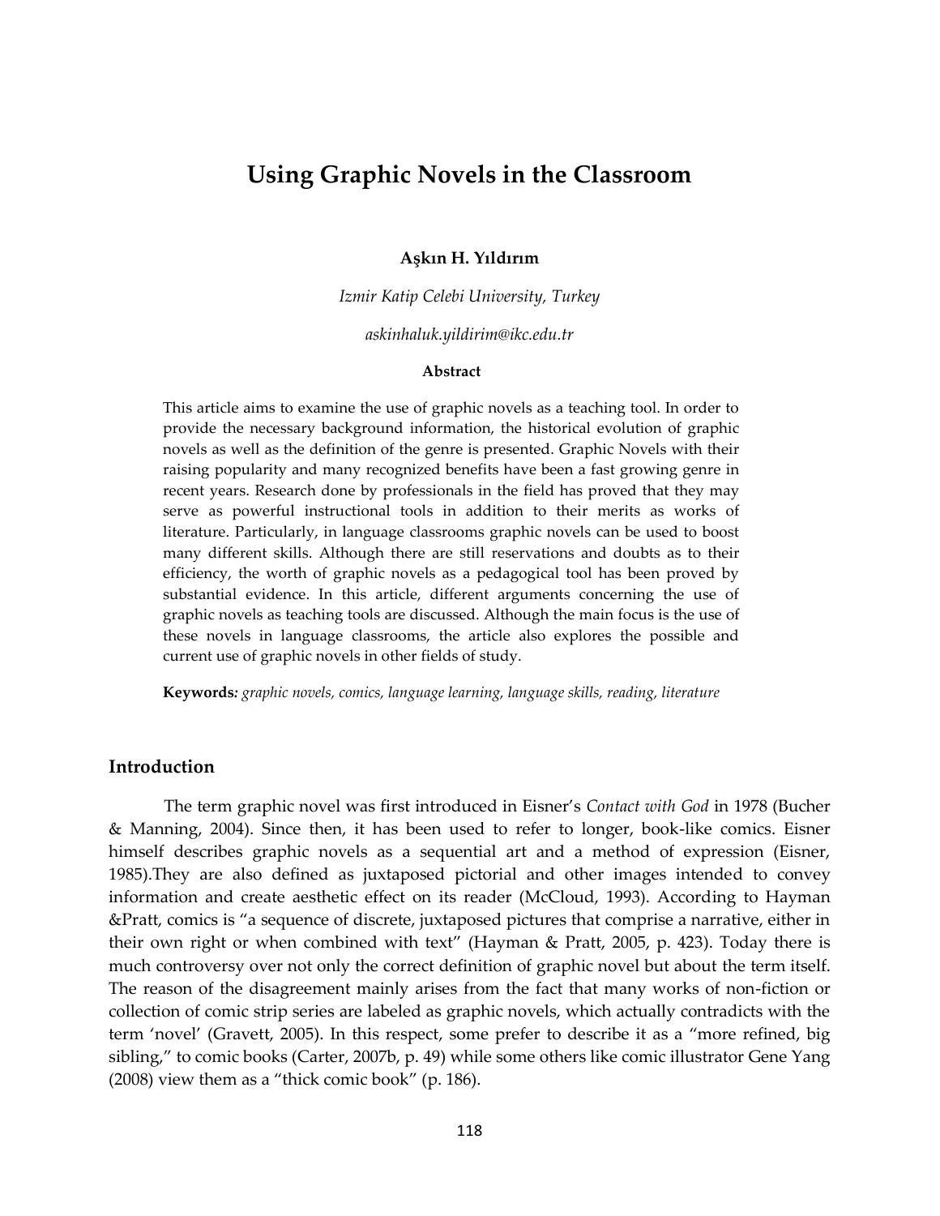# Using Graphic Novels in the Classroom

**Aşkın H. Yıldırım**

*Izmir Katip Celebi University, Turkey*

*askinhaluk.yildirim@ikc.edu.tr*

**Abstract**

This article aims to examine the use of graphic novels as a teaching tool. In order to provide the necessary background information, the historical evolution of graphic novels as well as the definition of the genre is presented. Graphic Novels with their raising popularity and many recognized benefits have been a fast growing genre in recent years. Research done by professionals in the field has proved that they may serve as powerful instructional tools in addition to their merits as works of literature. Particularly, in language classrooms graphic novels can be used to boost many different skills. Although there are still reservations and doubts as to their efficiency, the worth of graphic novels as a pedagogical tool has been proved by substantial evidence. In this article, different arguments concerning the use of graphic novels as teaching tools are discussed. Although the main focus is the use of these novels in language classrooms, the article also explores the possible and current use of graphic novels in other fields of study.

**Keywords***:* *graphic novels, comics, language learning, language skills, reading, literature*

## Introduction

The term graphic novel was first introduced in Eisner's *Contact with God* in 1978 (Bucher & Manning, 2004). Since then, it has been used to refer to longer, book-like comics. Eisner himself describes graphic novels as a sequential art and a method of expression (Eisner, 1985).They are also defined as juxtaposed pictorial and other images intended to convey information and create aesthetic effect on its reader (McCloud, 1993). According to Hayman &Pratt, comics is "a sequence of discrete, juxtaposed pictures that comprise a narrative, either in their own right or when combined with text" (Hayman & Pratt, 2005, p. 423). Today there is much controversy over not only the correct definition of graphic novel but about the term itself. The reason of the disagreement mainly arises from the fact that many works of non-fiction or collection of comic strip series are labeled as graphic novels, which actually contradicts with the term 'novel' (Gravett, 2005). In this respect, some prefer to describe it as a "more refined, big sibling," to comic books (Carter, 2007b, p. 49) while some others like comic illustrator Gene Yang (2008) view them as a "thick comic book" (p. 186).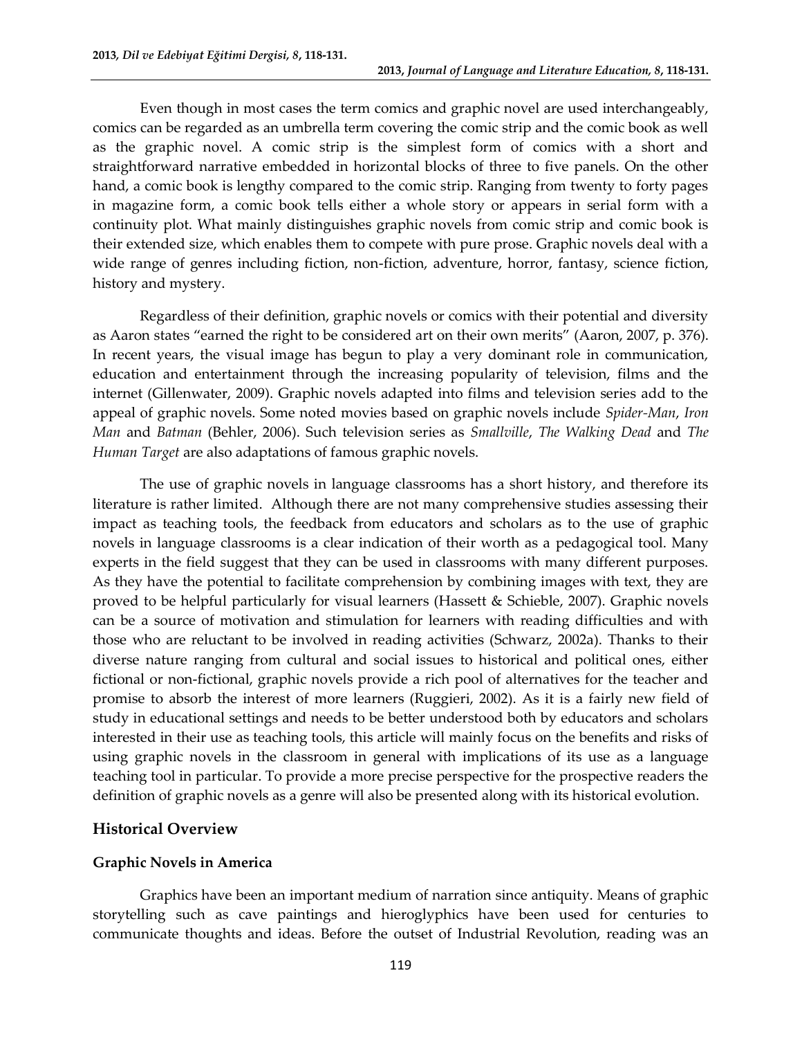Even though in most cases the term comics and graphic novel are used interchangeably, comics can be regarded as an umbrella term covering the comic strip and the comic book as well as the graphic novel. A comic strip is the simplest form of comics with a short and straightforward narrative embedded in horizontal blocks of three to five panels. On the other hand, a comic book is lengthy compared to the comic strip. Ranging from twenty to forty pages in magazine form, a comic book tells either a whole story or appears in serial form with a continuity plot. What mainly distinguishes graphic novels from comic strip and comic book is their extended size, which enables them to compete with pure prose. Graphic novels deal with a wide range of genres including fiction, non-fiction, adventure, horror, fantasy, science fiction, history and mystery.

Regardless of their definition, graphic novels or comics with their potential and diversity as Aaron states "earned the right to be considered art on their own merits" (Aaron, 2007, p. 376). In recent years, the visual image has begun to play a very dominant role in communication, education and entertainment through the increasing popularity of television, films and the internet (Gillenwater, 2009). Graphic novels adapted into films and television series add to the appeal of graphic novels. Some noted movies based on graphic novels include *Spider-Man*, *Iron Man* and *Batman* (Behler, 2006). Such television series as *Smallville*, *The Walking Dead* and *The Human Target* are also adaptations of famous graphic novels.

The use of graphic novels in language classrooms has a short history, and therefore its literature is rather limited. Although there are not many comprehensive studies assessing their impact as teaching tools, the feedback from educators and scholars as to the use of graphic novels in language classrooms is a clear indication of their worth as a pedagogical tool. Many experts in the field suggest that they can be used in classrooms with many different purposes. As they have the potential to facilitate comprehension by combining images with text, they are proved to be helpful particularly for visual learners (Hassett & Schieble, 2007). Graphic novels can be a source of motivation and stimulation for learners with reading difficulties and with those who are reluctant to be involved in reading activities (Schwarz, 2002a). Thanks to their diverse nature ranging from cultural and social issues to historical and political ones, either fictional or non-fictional, graphic novels provide a rich pool of alternatives for the teacher and promise to absorb the interest of more learners (Ruggieri, 2002). As it is a fairly new field of study in educational settings and needs to be better understood both by educators and scholars interested in their use as teaching tools, this article will mainly focus on the benefits and risks of using graphic novels in the classroom in general with implications of its use as a language teaching tool in particular. To provide a more precise perspective for the prospective readers the definition of graphic novels as a genre will also be presented along with its historical evolution.

## Historical Overview

### Graphic Novels in America

Graphics have been an important medium of narration since antiquity. Means of graphic storytelling such as cave paintings and hieroglyphics have been used for centuries to communicate thoughts and ideas. Before the outset of Industrial Revolution, reading was an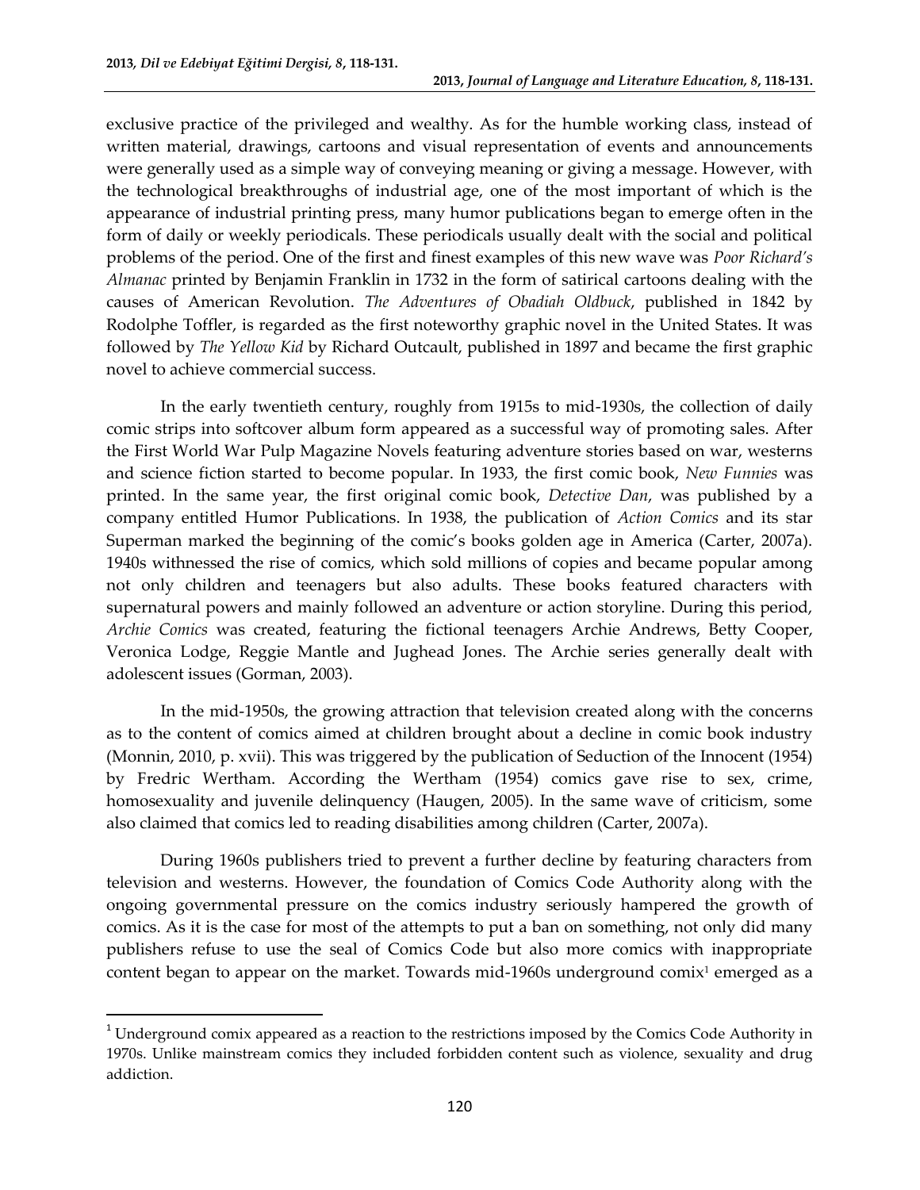exclusive practice of the privileged and wealthy. As for the humble working class, instead of written material, drawings, cartoons and visual representation of events and announcements were generally used as a simple way of conveying meaning or giving a message. However, with the technological breakthroughs of industrial age, one of the most important of which is the appearance of industrial printing press, many humor publications began to emerge often in the form of daily or weekly periodicals. These periodicals usually dealt with the social and political problems of the period. One of the first and finest examples of this new wave was *Poor Richard's Almanac* printed by Benjamin Franklin in 1732 in the form of satirical cartoons dealing with the causes of American Revolution. *The Adventures of Obadiah Oldbuck*, published in 1842 by Rodolphe Toffler, is regarded as the first noteworthy graphic novel in the United States. It was followed by *The Yellow Kid* by Richard Outcault, published in 1897 and became the first graphic novel to achieve commercial success.

In the early twentieth century, roughly from 1915s to mid-1930s, the collection of daily comic strips into softcover album form appeared as a successful way of promoting sales. After the First World War Pulp Magazine Novels featuring adventure stories based on war, westerns and science fiction started to become popular. In 1933, the first comic book, *New Funnies* was printed. In the same year, the first original comic book, *Detective Dan*, was published by a company entitled Humor Publications. In 1938, the publication of *Action Comics* and its star Superman marked the beginning of the comic's books golden age in America (Carter, 2007a). 1940s withnessed the rise of comics, which sold millions of copies and became popular among not only children and teenagers but also adults. These books featured characters with supernatural powers and mainly followed an adventure or action storyline. During this period, *Archie Comics* was created, featuring the fictional teenagers Archie Andrews, Betty Cooper, Veronica Lodge, Reggie Mantle and Jughead Jones. The Archie series generally dealt with adolescent issues (Gorman, 2003).

In the mid-1950s, the growing attraction that television created along with the concerns as to the content of comics aimed at children brought about a decline in comic book industry (Monnin, 2010, p. xvii). This was triggered by the publication of Seduction of the Innocent (1954) by Fredric Wertham. According the Wertham (1954) comics gave rise to sex, crime, homosexuality and juvenile delinquency (Haugen, 2005). In the same wave of criticism, some also claimed that comics led to reading disabilities among children (Carter, 2007a).

During 1960s publishers tried to prevent a further decline by featuring characters from television and westerns. However, the foundation of Comics Code Authority along with the ongoing governmental pressure on the comics industry seriously hampered the growth of comics. As it is the case for most of the attempts to put a ban on something, not only did many publishers refuse to use the seal of Comics Code but also more comics with inappropriate content began to appear on the market. Towards mid-1960s underground comix[1] emerged as a

[1] Underground comix appeared as a reaction to the restrictions imposed by the Comics Code Authority in 1970s. Unlike mainstream comics they included forbidden content such as violence, sexuality and drug addiction.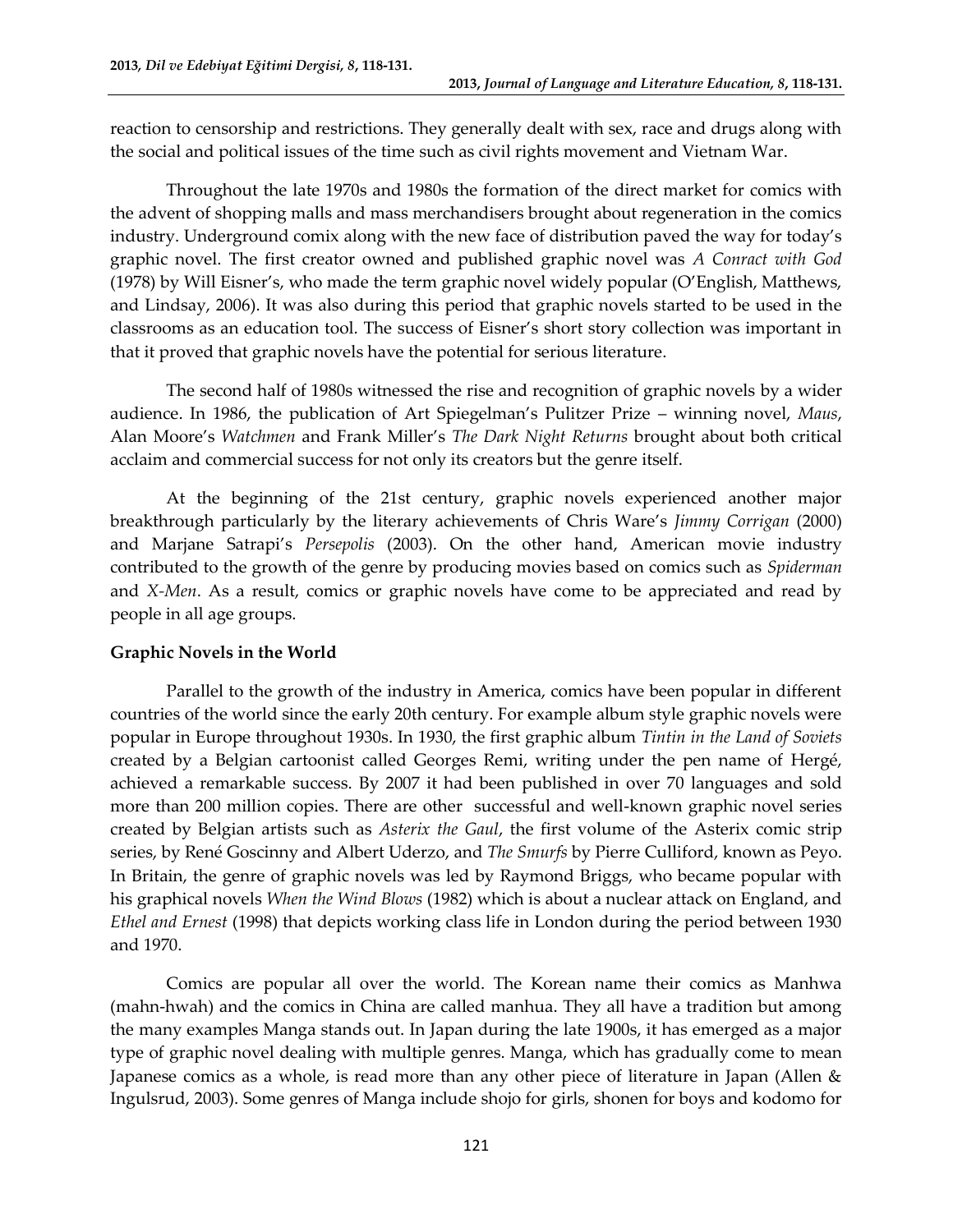reaction to censorship and restrictions. They generally dealt with sex, race and drugs along with the social and political issues of the time such as civil rights movement and Vietnam War.

Throughout the late 1970s and 1980s the formation of the direct market for comics with the advent of shopping malls and mass merchandisers brought about regeneration in the comics industry. Underground comix along with the new face of distribution paved the way for today's graphic novel. The first creator owned and published graphic novel was *A Conract with God* (1978) by Will Eisner's, who made the term graphic novel widely popular (O'English, Matthews, and Lindsay, 2006). It was also during this period that graphic novels started to be used in the classrooms as an education tool. The success of Eisner's short story collection was important in that it proved that graphic novels have the potential for serious literature.

The second half of 1980s witnessed the rise and recognition of graphic novels by a wider audience. In 1986, the publication of Art Spiegelman's Pulitzer Prize – winning novel, *Maus*, Alan Moore's *Watchmen* and Frank Miller's *The Dark Night Returns* brought about both critical acclaim and commercial success for not only its creators but the genre itself.

At the beginning of the 21st century, graphic novels experienced another major breakthrough particularly by the literary achievements of Chris Ware's *Jimmy Corrigan* (2000) and Marjane Satrapi's *Persepolis* (2003). On the other hand, American movie industry contributed to the growth of the genre by producing movies based on comics such as *Spiderman* and *X-Men*. As a result, comics or graphic novels have come to be appreciated and read by people in all age groups.

**Graphic Novels in the World**

Parallel to the growth of the industry in America, comics have been popular in different countries of the world since the early 20th century. For example album style graphic novels were popular in Europe throughout 1930s. In 1930, the first graphic album *Tintin in the Land of Soviets* created by a Belgian cartoonist called Georges Remi, writing under the pen name of Hergé, achieved a remarkable success. By 2007 it had been published in over 70 languages and sold more than 200 million copies. There are other successful and well-known graphic novel series created by Belgian artists such as *Asterix the Gaul*, the first volume of the Asterix comic strip series, by René Goscinny and Albert Uderzo, and *The Smurfs* by Pierre Culliford, known as Peyo. In Britain, the genre of graphic novels was led by Raymond Briggs, who became popular with his graphical novels *When the Wind Blows* (1982) which is about a nuclear attack on England, and *Ethel and Ernest* (1998) that depicts working class life in London during the period between 1930 and 1970.

Comics are popular all over the world. The Korean name their comics as Manhwa (mahn-hwah) and the comics in China are called manhua. They all have a tradition but among the many examples Manga stands out. In Japan during the late 1900s, it has emerged as a major type of graphic novel dealing with multiple genres. Manga, which has gradually come to mean Japanese comics as a whole, is read more than any other piece of literature in Japan (Allen & Ingulsrud, 2003). Some genres of Manga include shojo for girls, shonen for boys and kodomo for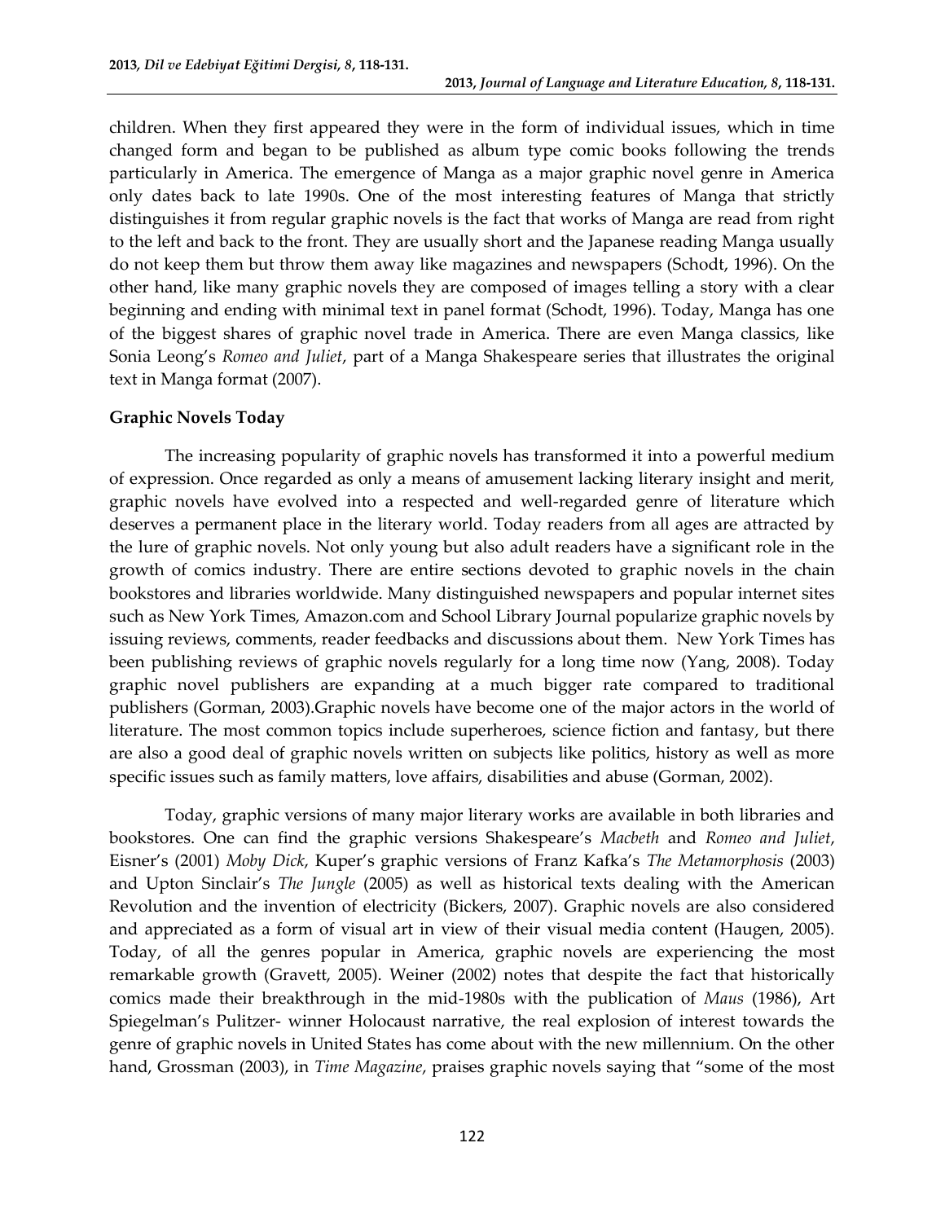children. When they first appeared they were in the form of individual issues, which in time changed form and began to be published as album type comic books following the trends particularly in America. The emergence of Manga as a major graphic novel genre in America only dates back to late 1990s. One of the most interesting features of Manga that strictly distinguishes it from regular graphic novels is the fact that works of Manga are read from right to the left and back to the front. They are usually short and the Japanese reading Manga usually do not keep them but throw them away like magazines and newspapers (Schodt, 1996). On the other hand, like many graphic novels they are composed of images telling a story with a clear beginning and ending with minimal text in panel format (Schodt, 1996). Today, Manga has one of the biggest shares of graphic novel trade in America. There are even Manga classics, like Sonia Leong's *Romeo and Juliet*, part of a Manga Shakespeare series that illustrates the original text in Manga format (2007).

**Graphic Novels Today**

The increasing popularity of graphic novels has transformed it into a powerful medium of expression. Once regarded as only a means of amusement lacking literary insight and merit, graphic novels have evolved into a respected and well-regarded genre of literature which deserves a permanent place in the literary world. Today readers from all ages are attracted by the lure of graphic novels. Not only young but also adult readers have a significant role in the growth of comics industry. There are entire sections devoted to graphic novels in the chain bookstores and libraries worldwide. Many distinguished newspapers and popular internet sites such as New York Times, Amazon.com and School Library Journal popularize graphic novels by issuing reviews, comments, reader feedbacks and discussions about them. New York Times has been publishing reviews of graphic novels regularly for a long time now (Yang, 2008). Today graphic novel publishers are expanding at a much bigger rate compared to traditional publishers (Gorman, 2003).Graphic novels have become one of the major actors in the world of literature. The most common topics include superheroes, science fiction and fantasy, but there are also a good deal of graphic novels written on subjects like politics, history as well as more specific issues such as family matters, love affairs, disabilities and abuse (Gorman, 2002).

Today, graphic versions of many major literary works are available in both libraries and bookstores. One can find the graphic versions Shakespeare's *Macbeth* and *Romeo and Juliet*, Eisner's (2001) *Moby Dick*, Kuper's graphic versions of Franz Kafka's *The Metamorphosis* (2003) and Upton Sinclair's *The Jungle* (2005) as well as historical texts dealing with the American Revolution and the invention of electricity (Bickers, 2007). Graphic novels are also considered and appreciated as a form of visual art in view of their visual media content (Haugen, 2005). Today, of all the genres popular in America, graphic novels are experiencing the most remarkable growth (Gravett, 2005). Weiner (2002) notes that despite the fact that historically comics made their breakthrough in the mid-1980s with the publication of *Maus* (1986), Art Spiegelman's Pulitzer- winner Holocaust narrative, the real explosion of interest towards the genre of graphic novels in United States has come about with the new millennium. On the other hand, Grossman (2003), in *Time Magazine*, praises graphic novels saying that "some of the most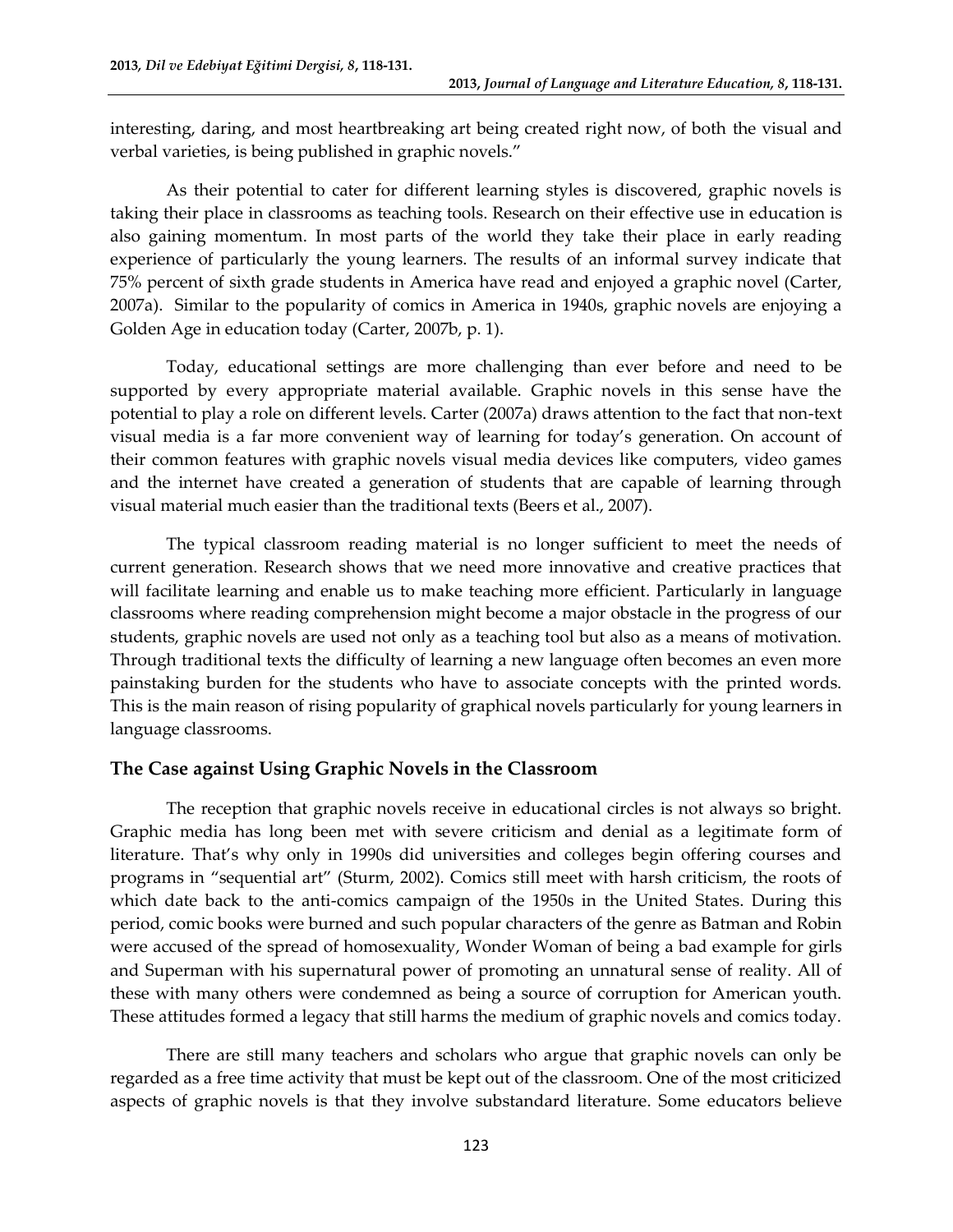interesting, daring, and most heartbreaking art being created right now, of both the visual and verbal varieties, is being published in graphic novels."

As their potential to cater for different learning styles is discovered, graphic novels is taking their place in classrooms as teaching tools. Research on their effective use in education is also gaining momentum. In most parts of the world they take their place in early reading experience of particularly the young learners. The results of an informal survey indicate that 75% percent of sixth grade students in America have read and enjoyed a graphic novel (Carter, 2007a). Similar to the popularity of comics in America in 1940s, graphic novels are enjoying a Golden Age in education today (Carter, 2007b, p. 1).

Today, educational settings are more challenging than ever before and need to be supported by every appropriate material available. Graphic novels in this sense have the potential to play a role on different levels. Carter (2007a) draws attention to the fact that non-text visual media is a far more convenient way of learning for today's generation. On account of their common features with graphic novels visual media devices like computers, video games and the internet have created a generation of students that are capable of learning through visual material much easier than the traditional texts (Beers et al., 2007).

The typical classroom reading material is no longer sufficient to meet the needs of current generation. Research shows that we need more innovative and creative practices that will facilitate learning and enable us to make teaching more efficient. Particularly in language classrooms where reading comprehension might become a major obstacle in the progress of our students, graphic novels are used not only as a teaching tool but also as a means of motivation. Through traditional texts the difficulty of learning a new language often becomes an even more painstaking burden for the students who have to associate concepts with the printed words. This is the main reason of rising popularity of graphical novels particularly for young learners in language classrooms.

## The Case against Using Graphic Novels in the Classroom

The reception that graphic novels receive in educational circles is not always so bright. Graphic media has long been met with severe criticism and denial as a legitimate form of literature. That's why only in 1990s did universities and colleges begin offering courses and programs in "sequential art" (Sturm, 2002). Comics still meet with harsh criticism, the roots of which date back to the anti-comics campaign of the 1950s in the United States. During this period, comic books were burned and such popular characters of the genre as Batman and Robin were accused of the spread of homosexuality, Wonder Woman of being a bad example for girls and Superman with his supernatural power of promoting an unnatural sense of reality. All of these with many others were condemned as being a source of corruption for American youth. These attitudes formed a legacy that still harms the medium of graphic novels and comics today.

There are still many teachers and scholars who argue that graphic novels can only be regarded as a free time activity that must be kept out of the classroom. One of the most criticized aspects of graphic novels is that they involve substandard literature. Some educators believe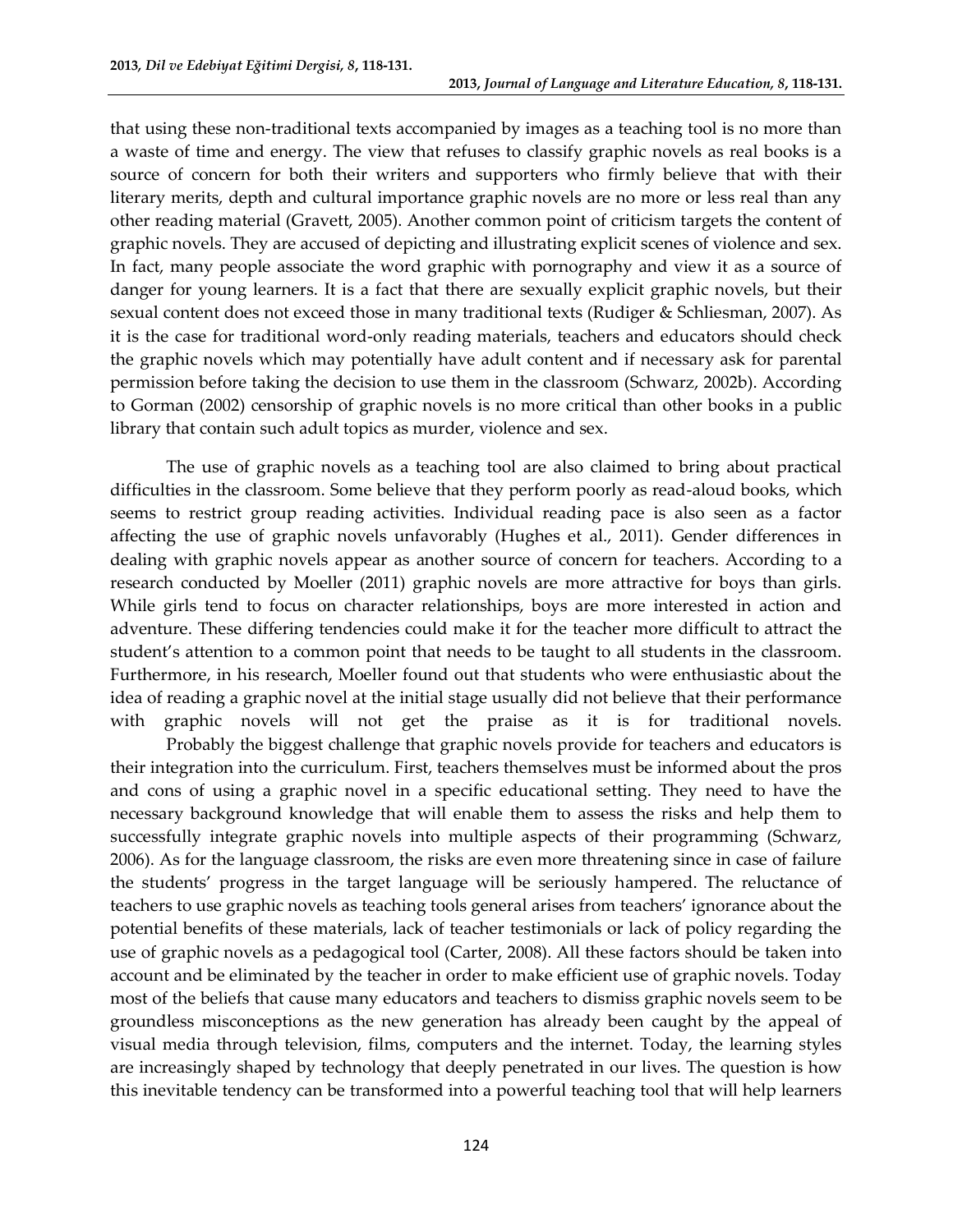that using these non-traditional texts accompanied by images as a teaching tool is no more than a waste of time and energy. The view that refuses to classify graphic novels as real books is a source of concern for both their writers and supporters who firmly believe that with their literary merits, depth and cultural importance graphic novels are no more or less real than any other reading material (Gravett, 2005). Another common point of criticism targets the content of graphic novels. They are accused of depicting and illustrating explicit scenes of violence and sex. In fact, many people associate the word graphic with pornography and view it as a source of danger for young learners. It is a fact that there are sexually explicit graphic novels, but their sexual content does not exceed those in many traditional texts (Rudiger & Schliesman, 2007). As it is the case for traditional word-only reading materials, teachers and educators should check the graphic novels which may potentially have adult content and if necessary ask for parental permission before taking the decision to use them in the classroom (Schwarz, 2002b). According to Gorman (2002) censorship of graphic novels is no more critical than other books in a public library that contain such adult topics as murder, violence and sex.

The use of graphic novels as a teaching tool are also claimed to bring about practical difficulties in the classroom. Some believe that they perform poorly as read-aloud books, which seems to restrict group reading activities. Individual reading pace is also seen as a factor affecting the use of graphic novels unfavorably (Hughes et al., 2011). Gender differences in dealing with graphic novels appear as another source of concern for teachers. According to a research conducted by Moeller (2011) graphic novels are more attractive for boys than girls. While girls tend to focus on character relationships, boys are more interested in action and adventure. These differing tendencies could make it for the teacher more difficult to attract the student's attention to a common point that needs to be taught to all students in the classroom. Furthermore, in his research, Moeller found out that students who were enthusiastic about the idea of reading a graphic novel at the initial stage usually did not believe that their performance with graphic novels will not get the praise as it is for traditional novels.

Probably the biggest challenge that graphic novels provide for teachers and educators is their integration into the curriculum. First, teachers themselves must be informed about the pros and cons of using a graphic novel in a specific educational setting. They need to have the necessary background knowledge that will enable them to assess the risks and help them to successfully integrate graphic novels into multiple aspects of their programming (Schwarz, 2006). As for the language classroom, the risks are even more threatening since in case of failure the students' progress in the target language will be seriously hampered. The reluctance of teachers to use graphic novels as teaching tools general arises from teachers' ignorance about the potential benefits of these materials, lack of teacher testimonials or lack of policy regarding the use of graphic novels as a pedagogical tool (Carter, 2008). All these factors should be taken into account and be eliminated by the teacher in order to make efficient use of graphic novels. Today most of the beliefs that cause many educators and teachers to dismiss graphic novels seem to be groundless misconceptions as the new generation has already been caught by the appeal of visual media through television, films, computers and the internet. Today, the learning styles are increasingly shaped by technology that deeply penetrated in our lives. The question is how this inevitable tendency can be transformed into a powerful teaching tool that will help learners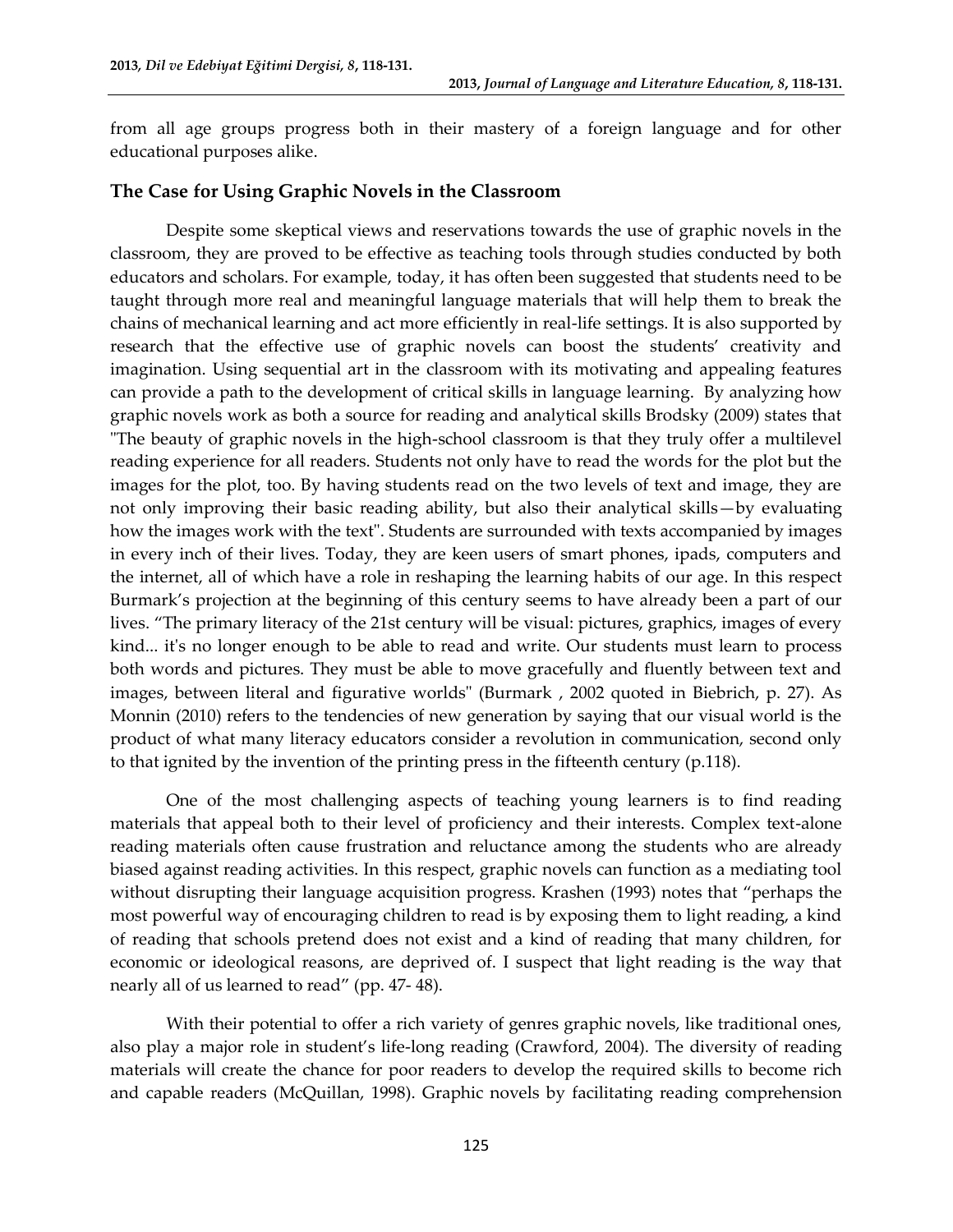from all age groups progress both in their mastery of a foreign language and for other educational purposes alike.

## The Case for Using Graphic Novels in the Classroom

Despite some skeptical views and reservations towards the use of graphic novels in the classroom, they are proved to be effective as teaching tools through studies conducted by both educators and scholars. For example, today, it has often been suggested that students need to be taught through more real and meaningful language materials that will help them to break the chains of mechanical learning and act more efficiently in real-life settings. It is also supported by research that the effective use of graphic novels can boost the students' creativity and imagination. Using sequential art in the classroom with its motivating and appealing features can provide a path to the development of critical skills in language learning. By analyzing how graphic novels work as both a source for reading and analytical skills Brodsky (2009) states that "The beauty of graphic novels in the high-school classroom is that they truly offer a multilevel reading experience for all readers. Students not only have to read the words for the plot but the images for the plot, too. By having students read on the two levels of text and image, they are not only improving their basic reading ability, but also their analytical skills—by evaluating how the images work with the text". Students are surrounded with texts accompanied by images in every inch of their lives. Today, they are keen users of smart phones, ipads, computers and the internet, all of which have a role in reshaping the learning habits of our age. In this respect Burmark's projection at the beginning of this century seems to have already been a part of our lives. "The primary literacy of the 21st century will be visual: pictures, graphics, images of every kind... it's no longer enough to be able to read and write. Our students must learn to process both words and pictures. They must be able to move gracefully and fluently between text and images, between literal and figurative worlds" (Burmark , 2002 quoted in Biebrich, p. 27). As Monnin (2010) refers to the tendencies of new generation by saying that our visual world is the product of what many literacy educators consider a revolution in communication, second only to that ignited by the invention of the printing press in the fifteenth century (p.118).

One of the most challenging aspects of teaching young learners is to find reading materials that appeal both to their level of proficiency and their interests. Complex text-alone reading materials often cause frustration and reluctance among the students who are already biased against reading activities. In this respect, graphic novels can function as a mediating tool without disrupting their language acquisition progress. Krashen (1993) notes that "perhaps the most powerful way of encouraging children to read is by exposing them to light reading, a kind of reading that schools pretend does not exist and a kind of reading that many children, for economic or ideological reasons, are deprived of. I suspect that light reading is the way that nearly all of us learned to read" (pp. 47- 48).

With their potential to offer a rich variety of genres graphic novels, like traditional ones, also play a major role in student's life-long reading (Crawford, 2004). The diversity of reading materials will create the chance for poor readers to develop the required skills to become rich and capable readers (McQuillan, 1998). Graphic novels by facilitating reading comprehension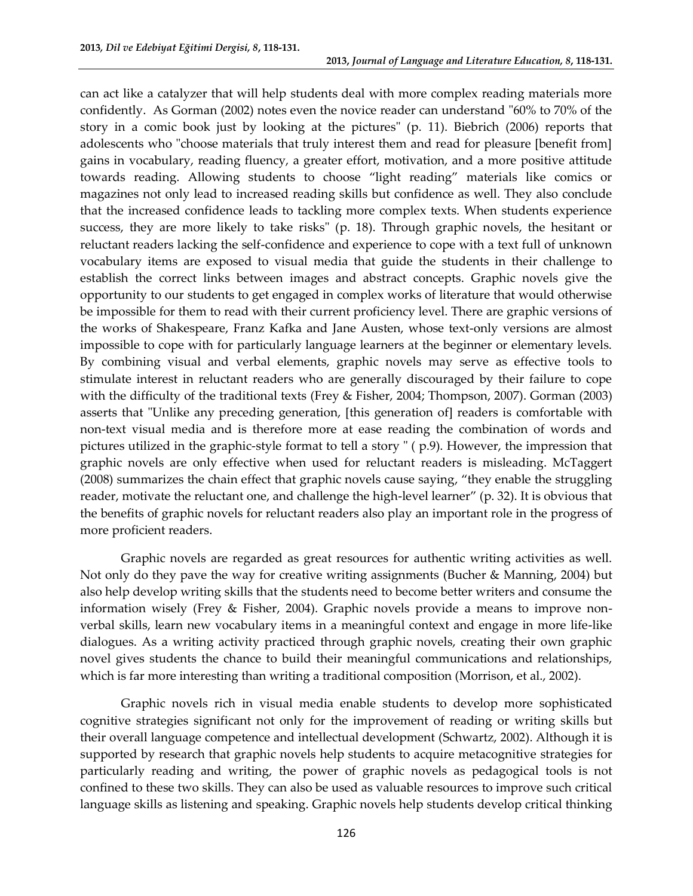can act like a catalyzer that will help students deal with more complex reading materials more confidently. As Gorman (2002) notes even the novice reader can understand "60% to 70% of the story in a comic book just by looking at the pictures" (p. 11). Biebrich (2006) reports that adolescents who "choose materials that truly interest them and read for pleasure [benefit from] gains in vocabulary, reading fluency, a greater effort, motivation, and a more positive attitude towards reading. Allowing students to choose "light reading" materials like comics or magazines not only lead to increased reading skills but confidence as well. They also conclude that the increased confidence leads to tackling more complex texts. When students experience success, they are more likely to take risks" (p. 18). Through graphic novels, the hesitant or reluctant readers lacking the self-confidence and experience to cope with a text full of unknown vocabulary items are exposed to visual media that guide the students in their challenge to establish the correct links between images and abstract concepts. Graphic novels give the opportunity to our students to get engaged in complex works of literature that would otherwise be impossible for them to read with their current proficiency level. There are graphic versions of the works of Shakespeare, Franz Kafka and Jane Austen, whose text-only versions are almost impossible to cope with for particularly language learners at the beginner or elementary levels. By combining visual and verbal elements, graphic novels may serve as effective tools to stimulate interest in reluctant readers who are generally discouraged by their failure to cope with the difficulty of the traditional texts (Frey & Fisher, 2004; Thompson, 2007). Gorman (2003) asserts that "Unlike any preceding generation, [this generation of] readers is comfortable with non-text visual media and is therefore more at ease reading the combination of words and pictures utilized in the graphic-style format to tell a story " ( p.9). However, the impression that graphic novels are only effective when used for reluctant readers is misleading. McTaggert (2008) summarizes the chain effect that graphic novels cause saying, "they enable the struggling reader, motivate the reluctant one, and challenge the high-level learner" (p. 32). It is obvious that the benefits of graphic novels for reluctant readers also play an important role in the progress of more proficient readers.

Graphic novels are regarded as great resources for authentic writing activities as well. Not only do they pave the way for creative writing assignments (Bucher & Manning, 2004) but also help develop writing skills that the students need to become better writers and consume the information wisely (Frey & Fisher, 2004). Graphic novels provide a means to improve non-verbal skills, learn new vocabulary items in a meaningful context and engage in more life-like dialogues. As a writing activity practiced through graphic novels, creating their own graphic novel gives students the chance to build their meaningful communications and relationships, which is far more interesting than writing a traditional composition (Morrison, et al., 2002).

Graphic novels rich in visual media enable students to develop more sophisticated cognitive strategies significant not only for the improvement of reading or writing skills but their overall language competence and intellectual development (Schwartz, 2002). Although it is supported by research that graphic novels help students to acquire metacognitive strategies for particularly reading and writing, the power of graphic novels as pedagogical tools is not confined to these two skills. They can also be used as valuable resources to improve such critical language skills as listening and speaking. Graphic novels help students develop critical thinking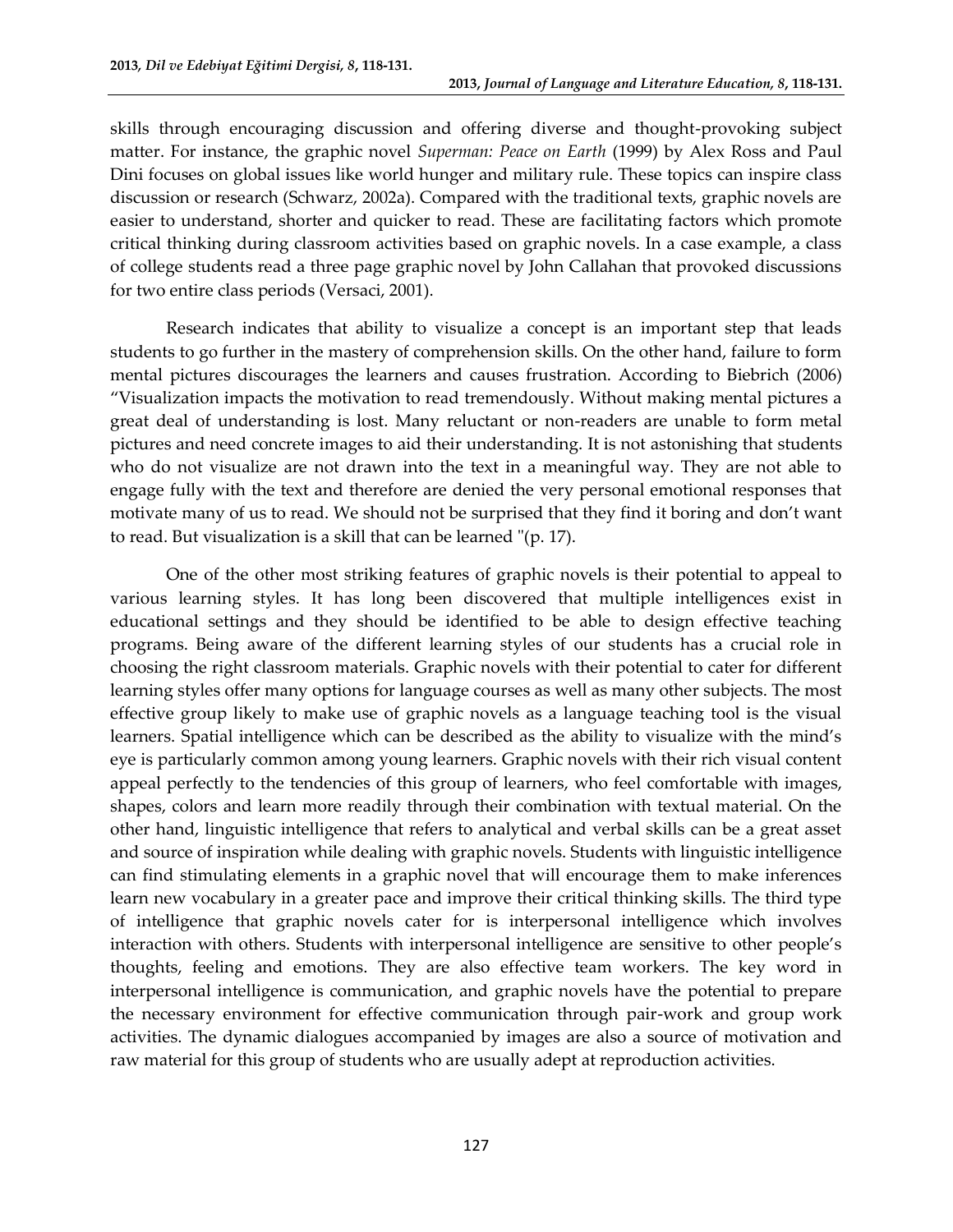skills through encouraging discussion and offering diverse and thought-provoking subject matter. For instance, the graphic novel *Superman: Peace on Earth* (1999) by Alex Ross and Paul Dini focuses on global issues like world hunger and military rule. These topics can inspire class discussion or research (Schwarz, 2002a). Compared with the traditional texts, graphic novels are easier to understand, shorter and quicker to read. These are facilitating factors which promote critical thinking during classroom activities based on graphic novels. In a case example, a class of college students read a three page graphic novel by John Callahan that provoked discussions for two entire class periods (Versaci, 2001).

Research indicates that ability to visualize a concept is an important step that leads students to go further in the mastery of comprehension skills. On the other hand, failure to form mental pictures discourages the learners and causes frustration. According to Biebrich (2006) "Visualization impacts the motivation to read tremendously. Without making mental pictures a great deal of understanding is lost. Many reluctant or non-readers are unable to form metal pictures and need concrete images to aid their understanding. It is not astonishing that students who do not visualize are not drawn into the text in a meaningful way. They are not able to engage fully with the text and therefore are denied the very personal emotional responses that motivate many of us to read. We should not be surprised that they find it boring and don't want to read. But visualization is a skill that can be learned "(p. 17).

One of the other most striking features of graphic novels is their potential to appeal to various learning styles. It has long been discovered that multiple intelligences exist in educational settings and they should be identified to be able to design effective teaching programs. Being aware of the different learning styles of our students has a crucial role in choosing the right classroom materials. Graphic novels with their potential to cater for different learning styles offer many options for language courses as well as many other subjects. The most effective group likely to make use of graphic novels as a language teaching tool is the visual learners. Spatial intelligence which can be described as the ability to visualize with the mind's eye is particularly common among young learners. Graphic novels with their rich visual content appeal perfectly to the tendencies of this group of learners, who feel comfortable with images, shapes, colors and learn more readily through their combination with textual material. On the other hand, linguistic intelligence that refers to analytical and verbal skills can be a great asset and source of inspiration while dealing with graphic novels. Students with linguistic intelligence can find stimulating elements in a graphic novel that will encourage them to make inferences learn new vocabulary in a greater pace and improve their critical thinking skills. The third type of intelligence that graphic novels cater for is interpersonal intelligence which involves interaction with others. Students with interpersonal intelligence are sensitive to other people's thoughts, feeling and emotions. They are also effective team workers. The key word in interpersonal intelligence is communication, and graphic novels have the potential to prepare the necessary environment for effective communication through pair-work and group work activities. The dynamic dialogues accompanied by images are also a source of motivation and raw material for this group of students who are usually adept at reproduction activities.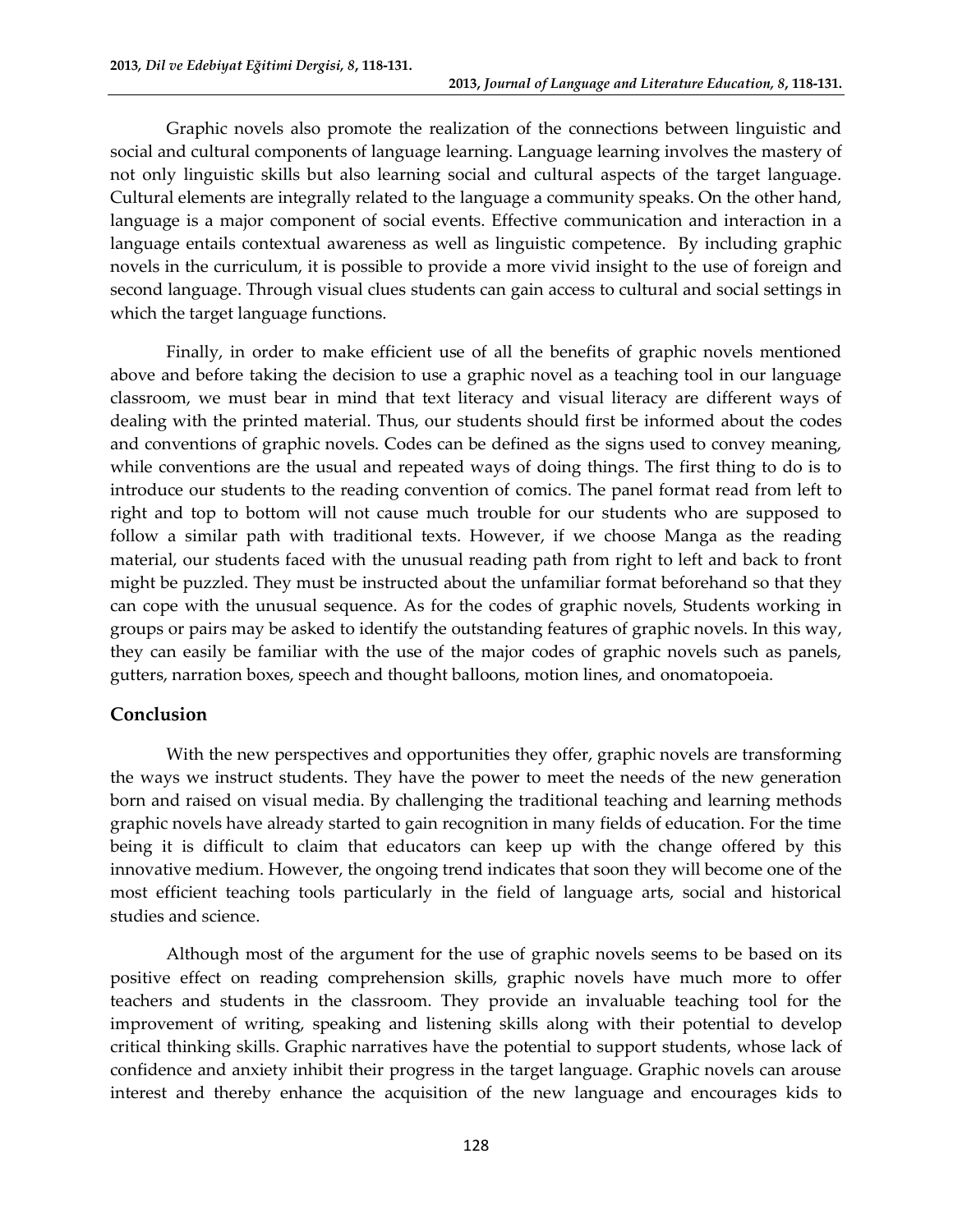Graphic novels also promote the realization of the connections between linguistic and social and cultural components of language learning. Language learning involves the mastery of not only linguistic skills but also learning social and cultural aspects of the target language. Cultural elements are integrally related to the language a community speaks. On the other hand, language is a major component of social events. Effective communication and interaction in a language entails contextual awareness as well as linguistic competence. By including graphic novels in the curriculum, it is possible to provide a more vivid insight to the use of foreign and second language. Through visual clues students can gain access to cultural and social settings in which the target language functions.

Finally, in order to make efficient use of all the benefits of graphic novels mentioned above and before taking the decision to use a graphic novel as a teaching tool in our language classroom, we must bear in mind that text literacy and visual literacy are different ways of dealing with the printed material. Thus, our students should first be informed about the codes and conventions of graphic novels. Codes can be defined as the signs used to convey meaning, while conventions are the usual and repeated ways of doing things. The first thing to do is to introduce our students to the reading convention of comics. The panel format read from left to right and top to bottom will not cause much trouble for our students who are supposed to follow a similar path with traditional texts. However, if we choose Manga as the reading material, our students faced with the unusual reading path from right to left and back to front might be puzzled. They must be instructed about the unfamiliar format beforehand so that they can cope with the unusual sequence. As for the codes of graphic novels, Students working in groups or pairs may be asked to identify the outstanding features of graphic novels. In this way, they can easily be familiar with the use of the major codes of graphic novels such as panels, gutters, narration boxes, speech and thought balloons, motion lines, and onomatopoeia.

## Conclusion

With the new perspectives and opportunities they offer, graphic novels are transforming the ways we instruct students. They have the power to meet the needs of the new generation born and raised on visual media. By challenging the traditional teaching and learning methods graphic novels have already started to gain recognition in many fields of education. For the time being it is difficult to claim that educators can keep up with the change offered by this innovative medium. However, the ongoing trend indicates that soon they will become one of the most efficient teaching tools particularly in the field of language arts, social and historical studies and science.

Although most of the argument for the use of graphic novels seems to be based on its positive effect on reading comprehension skills, graphic novels have much more to offer teachers and students in the classroom. They provide an invaluable teaching tool for the improvement of writing, speaking and listening skills along with their potential to develop critical thinking skills. Graphic narratives have the potential to support students, whose lack of confidence and anxiety inhibit their progress in the target language. Graphic novels can arouse interest and thereby enhance the acquisition of the new language and encourages kids to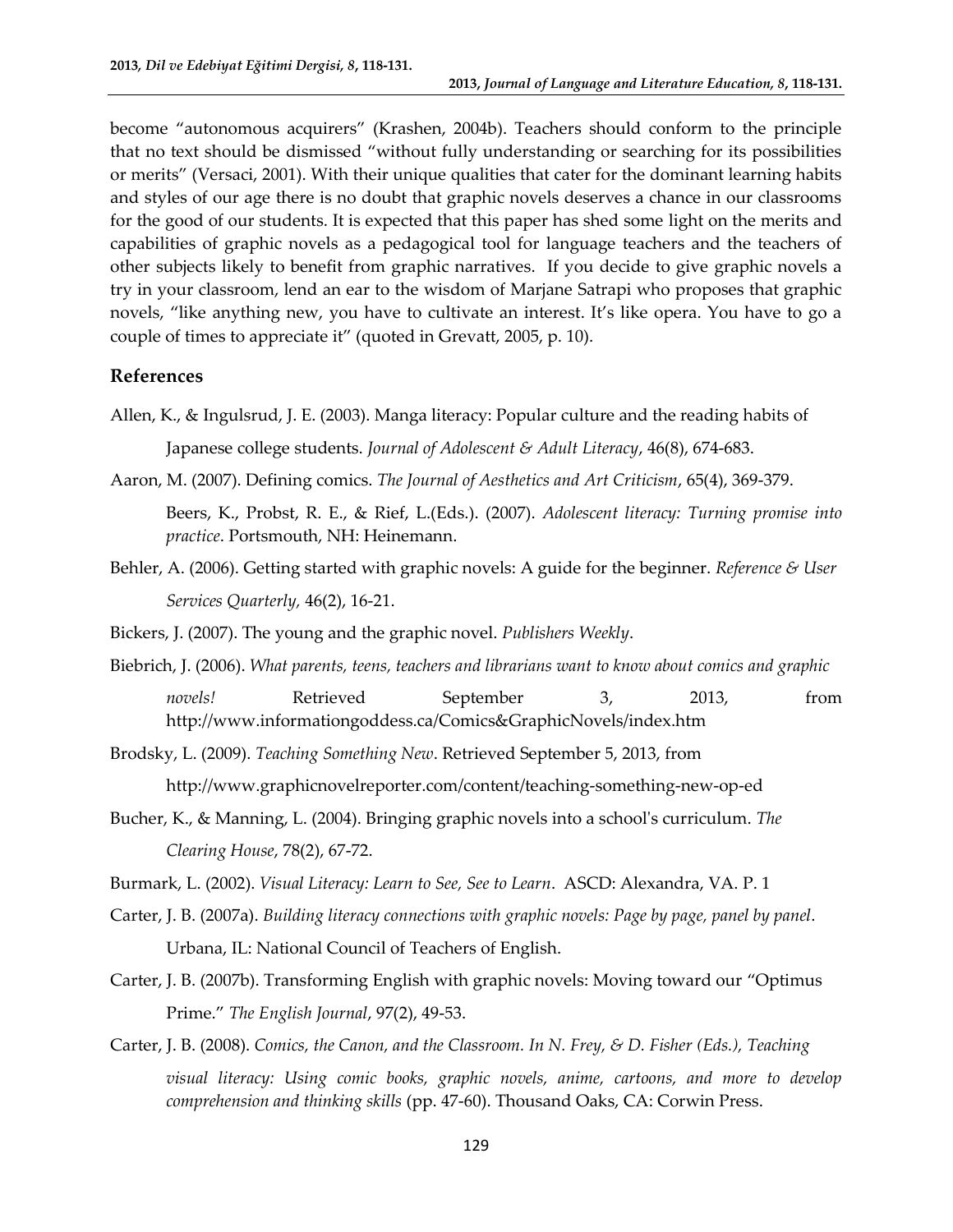become "autonomous acquirers" (Krashen, 2004b). Teachers should conform to the principle that no text should be dismissed "without fully understanding or searching for its possibilities or merits" (Versaci, 2001). With their unique qualities that cater for the dominant learning habits and styles of our age there is no doubt that graphic novels deserves a chance in our classrooms for the good of our students. It is expected that this paper has shed some light on the merits and capabilities of graphic novels as a pedagogical tool for language teachers and the teachers of other subjects likely to benefit from graphic narratives. If you decide to give graphic novels a try in your classroom, lend an ear to the wisdom of Marjane Satrapi who proposes that graphic novels, "like anything new, you have to cultivate an interest. It's like opera. You have to go a couple of times to appreciate it" (quoted in Grevatt, 2005, p. 10).

## References

Allen, K., & Ingulsrud, J. E. (2003). Manga literacy: Popular culture and the reading habits of Japanese college students. *Journal of Adolescent & Adult Literacy*, 46(8), 674-683.

Aaron, M. (2007). Defining comics. *The Journal of Aesthetics and Art Criticism*, 65(4), 369-379.

Beers, K., Probst, R. E., & Rief, L.(Eds.). (2007). *Adolescent literacy: Turning promise into practice*. Portsmouth, NH: Heinemann.

Behler, A. (2006). Getting started with graphic novels: A guide for the beginner. *Reference & User Services Quarterly*, 46(2), 16-21.

Bickers, J. (2007). The young and the graphic novel. *Publishers Weekly*.

Biebrich, J. (2006). *What parents, teens, teachers and librarians want to know about comics and graphic novels!* Retrieved September 3, 2013, from http://www.informationgoddess.ca/Comics&GraphicNovels/index.htm

Brodsky, L. (2009). *Teaching Something New*. Retrieved September 5, 2013, from http://www.graphicnovelreporter.com/content/teaching-something-new-op-ed

Bucher, K., & Manning, L. (2004). Bringing graphic novels into a school's curriculum. *The Clearing House*, 78(2), 67-72.

Burmark, L. (2002). *Visual Literacy: Learn to See, See to Learn*. ASCD: Alexandra, VA. P. 1

Carter, J. B. (2007a). *Building literacy connections with graphic novels: Page by page, panel by panel*. Urbana, IL: National Council of Teachers of English.

Carter, J. B. (2007b). Transforming English with graphic novels: Moving toward our "Optimus Prime." *The English Journal*, 97(2), 49-53.

Carter, J. B. (2008). *Comics, the Canon, and the Classroom. In N. Frey, & D. Fisher (Eds.), Teaching visual literacy: Using comic books, graphic novels, anime, cartoons, and more to develop comprehension and thinking skills* (pp. 47-60). Thousand Oaks, CA: Corwin Press.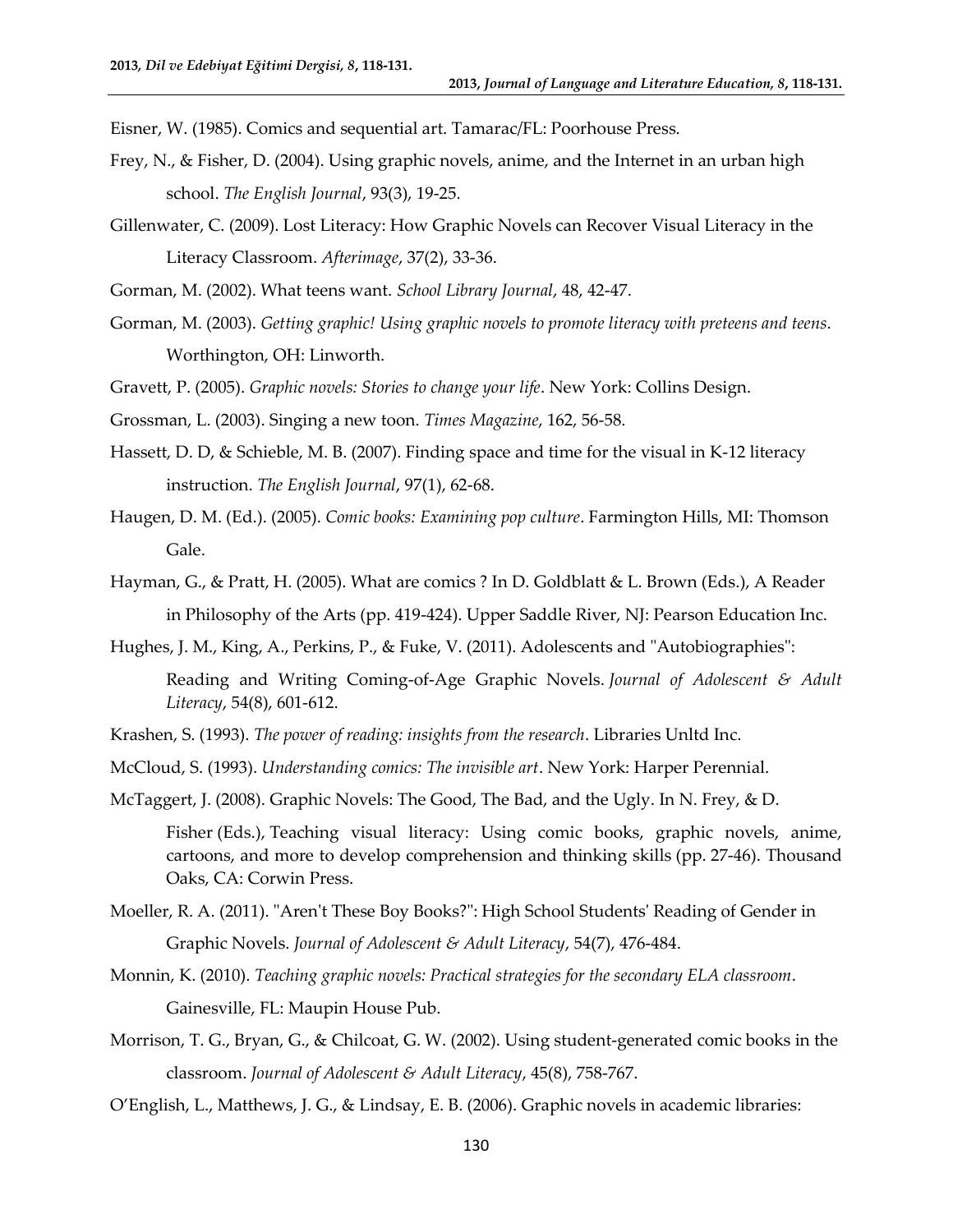Eisner, W. (1985). Comics and sequential art. Tamarac/FL: Poorhouse Press.

Frey, N., & Fisher, D. (2004). Using graphic novels, anime, and the Internet in an urban high school. *The English Journal*, 93(3), 19-25.

Gillenwater, C. (2009). Lost Literacy: How Graphic Novels can Recover Visual Literacy in the Literacy Classroom. *Afterimage*, 37(2), 33-36.

Gorman, M. (2002). What teens want. *School Library Journal*, 48, 42-47.

Gorman, M. (2003). *Getting graphic! Using graphic novels to promote literacy with preteens and teens*. Worthington, OH: Linworth.

Gravett, P. (2005). *Graphic novels: Stories to change your life*. New York: Collins Design.

Grossman, L. (2003). Singing a new toon. *Times Magazine*, 162, 56-58.

Hassett, D. D, & Schieble, M. B. (2007). Finding space and time for the visual in K-12 literacy instruction. *The English Journal*, 97(1), 62-68.

Haugen, D. M. (Ed.). (2005). *Comic books: Examining pop culture*. Farmington Hills, MI: Thomson Gale.

Hayman, G., & Pratt, H. (2005). What are comics ? In D. Goldblatt & L. Brown (Eds.), A Reader in Philosophy of the Arts (pp. 419-424). Upper Saddle River, NJ: Pearson Education Inc.

Hughes, J. M., King, A., Perkins, P., & Fuke, V. (2011). Adolescents and "Autobiographies": Reading and Writing Coming-of-Age Graphic Novels. *Journal of Adolescent & Adult Literacy*, 54(8), 601-612.

Krashen, S. (1993). *The power of reading: insights from the research*. Libraries Unltd Inc.

McCloud, S. (1993). *Understanding comics: The invisible art*. New York: Harper Perennial.

McTaggert, J. (2008). Graphic Novels: The Good, The Bad, and the Ugly. In N. Frey, & D. Fisher (Eds.), Teaching visual literacy: Using comic books, graphic novels, anime, cartoons, and more to develop comprehension and thinking skills (pp. 27-46). Thousand Oaks, CA: Corwin Press.

Moeller, R. A. (2011). "Aren't These Boy Books?": High School Students' Reading of Gender in Graphic Novels. *Journal of Adolescent & Adult Literacy*, 54(7), 476-484.

Monnin, K. (2010). *Teaching graphic novels: Practical strategies for the secondary ELA classroom*. Gainesville, FL: Maupin House Pub.

Morrison, T. G., Bryan, G., & Chilcoat, G. W. (2002). Using student-generated comic books in the classroom. *Journal of Adolescent & Adult Literacy*, 45(8), 758-767.

O'English, L., Matthews, J. G., & Lindsay, E. B. (2006). Graphic novels in academic libraries: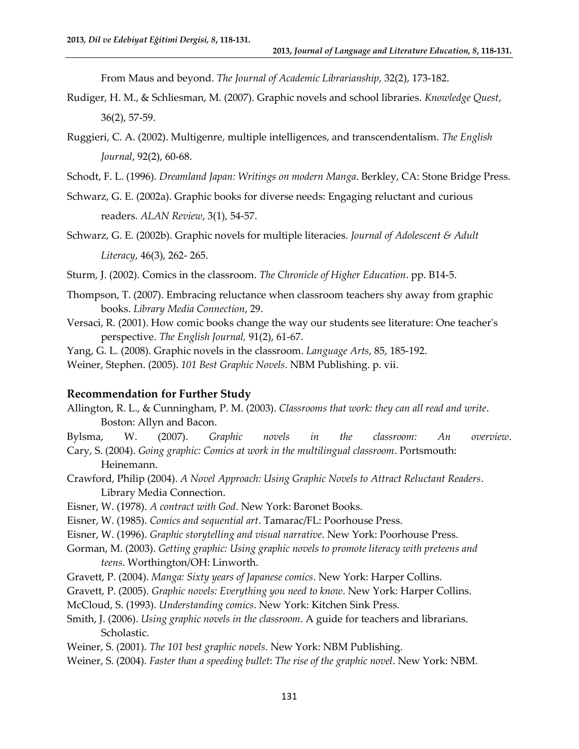From Maus and beyond. *The Journal of Academic Librarianship*, 32(2), 173-182.

Rudiger, H. M., & Schliesman, M. (2007). Graphic novels and school libraries. *Knowledge Quest*, 36(2), 57-59.

Ruggieri, C. A. (2002). Multigenre, multiple intelligences, and transcendentalism. *The English Journal*, 92(2), 60-68.

Schodt, F. L. (1996). *Dreamland Japan: Writings on modern Manga*. Berkley, CA: Stone Bridge Press.

Schwarz, G. E. (2002a). Graphic books for diverse needs: Engaging reluctant and curious readers. *ALAN Review*, 3(1), 54-57.

Schwarz, G. E. (2002b). Graphic novels for multiple literacies. *Journal of Adolescent & Adult Literacy*, 46(3), 262- 265.

Sturm, J. (2002). Comics in the classroom. *The Chronicle of Higher Education*. pp. B14-5.

Thompson, T. (2007). Embracing reluctance when classroom teachers shy away from graphic books. *Library Media Connection*, 29.

Versaci, R. (2001). How comic books change the way our students see literature: One teacher's perspective. *The English Journal,* 91(2), 61-67.

Yang, G. L. (2008). Graphic novels in the classroom. *Language Arts*, 85, 185-192.

Weiner, Stephen. (2005). *101 Best Graphic Novels*. NBM Publishing. p. vii.

### Recommendation for Further Study

Allington, R. L., & Cunningham, P. M. (2003). *Classrooms that work: they can all read and write*. Boston: Allyn and Bacon.

Bylsma, W. (2007). *Graphic novels in the classroom: An overview*.

Cary, S. (2004). *Going graphic: Comics at work in the multilingual classroom*. Portsmouth: Heinemann.

Crawford, Philip (2004). *A Novel Approach: Using Graphic Novels to Attract Reluctant Readers*. Library Media Connection.

Eisner, W. (1978). *A contract with God*. New York: Baronet Books.

Eisner, W. (1985). *Comics and sequential art*. Tamarac/FL: Poorhouse Press.

Eisner, W. (1996). *Graphic storytelling and visual narrative*. New York: Poorhouse Press.

Gorman, M. (2003). *Getting graphic: Using graphic novels to promote literacy with preteens and teens*. Worthington/OH: Linworth.

Gravett, P. (2004). *Manga: Sixty years of Japanese comics*. New York: Harper Collins.

Gravett, P. (2005). *Graphic novels: Everything you need to know*. New York: Harper Collins.

McCloud, S. (1993). *Understanding comics*. New York: Kitchen Sink Press.

Smith, J. (2006). *Using graphic novels in the classroom*. A guide for teachers and librarians. Scholastic.

Weiner, S. (2001). *The 101 best graphic novels*. New York: NBM Publishing.

Weiner, S. (2004). *Faster than a speeding bullet*: *The rise of the graphic novel*. New York: NBM.